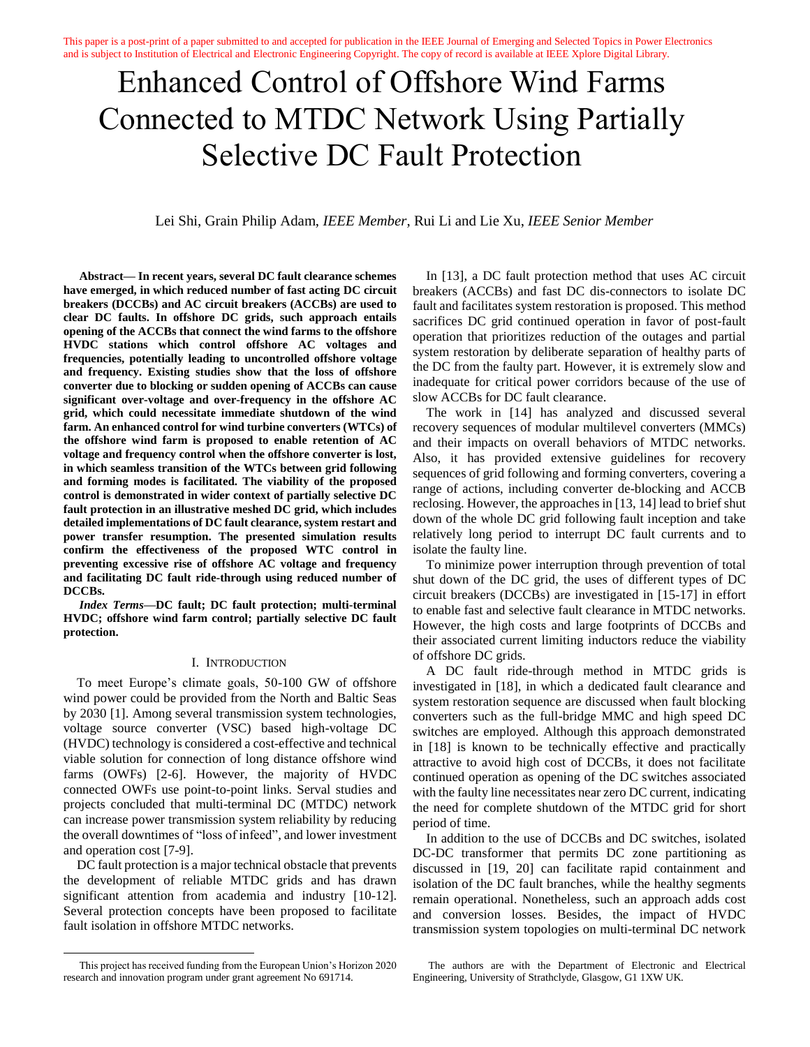This paper is a post-print of a paper submitted to and accepted for publication in the IEEE Journal of Emerging and Selected Topics in Power Electronics and is subject to Institution of Electrical and Electronic Engineering Copyright. The copy of record is available at IEEE Xplore Digital Library.

# Enhanced Control of Offshore Wind Farms Connected to MTDC Network Using Partially Selective DC Fault Protection

Lei Shi, Grain Philip Adam, *IEEE Member*, Rui Li and Lie Xu, *IEEE Senior Member*

***Abstract*— In recent years, several DC fault clearance schemes have emerged, in which reduced number of fast acting DC circuit breakers (DCCBs) and AC circuit breakers (ACCBs) are used to clear DC faults. In offshore DC grids, such approach entails opening of the ACCBs that connect the wind farms to the offshore HVDC stations which control offshore AC voltages and frequencies, potentially leading to uncontrolled offshore voltage and frequency. Existing studies show that the loss of offshore converter due to blocking or sudden opening of ACCBs can cause significant over-voltage and over-frequency in the offshore AC grid, which could necessitate immediate shutdown of the wind farm. An enhanced control for wind turbine converters (WTCs) of the offshore wind farm is proposed to enable retention of AC voltage and frequency control when the offshore converter is lost, in which seamless transition of the WTCs between grid following and forming modes is facilitated. The viability of the proposed control is demonstrated in wider context of partially selective DC fault protection in an illustrative meshed DC grid, which includes detailed implementations of DC fault clearance, system restart and power transfer resumption. The presented simulation results confirm the effectiveness of the proposed WTC control in preventing excessive rise of offshore AC voltage and frequency and facilitating DC fault ride-through using reduced number of DCCBs.**

***Index Terms*—DC fault; DC fault protection; multi-terminal HVDC; offshore wind farm control; partially selective DC fault protection.**

## I. Introduction

To meet Europe's climate goals, 50-100 GW of offshore wind power could be provided from the North and Baltic Seas by 2030 [1]. Among several transmission system technologies, voltage source converter (VSC) based high-voltage DC (HVDC) technology is considered a cost-effective and technical viable solution for connection of long distance offshore wind farms (OWFs) [2-6]. However, the majority of HVDC connected OWFs use point-to-point links. Serval studies and projects concluded that multi-terminal DC (MTDC) network can increase power transmission system reliability by reducing the overall downtimes of "loss of infeed", and lower investment and operation cost [7-9].

DC fault protection is a major technical obstacle that prevents the development of reliable MTDC grids and has drawn significant attention from academia and industry [10-12]. Several protection concepts have been proposed to facilitate fault isolation in offshore MTDC networks.

In [13], a DC fault protection method that uses AC circuit breakers (ACCBs) and fast DC dis-connectors to isolate DC fault and facilitates system restoration is proposed. This method sacrifices DC grid continued operation in favor of post-fault operation that prioritizes reduction of the outages and partial system restoration by deliberate separation of healthy parts of the DC from the faulty part. However, it is extremely slow and inadequate for critical power corridors because of the use of slow ACCBs for DC fault clearance.

The work in [14] has analyzed and discussed several recovery sequences of modular multilevel converters (MMCs) and their impacts on overall behaviors of MTDC networks. Also, it has provided extensive guidelines for recovery sequences of grid following and forming converters, covering a range of actions, including converter de-blocking and ACCB reclosing. However, the approaches in [13, 14] lead to brief shut down of the whole DC grid following fault inception and take relatively long period to interrupt DC fault currents and to isolate the faulty line.

To minimize power interruption through prevention of total shut down of the DC grid, the uses of different types of DC circuit breakers (DCCBs) are investigated in [15-17] in effort to enable fast and selective fault clearance in MTDC networks. However, the high costs and large footprints of DCCBs and their associated current limiting inductors reduce the viability of offshore DC grids.

A DC fault ride-through method in MTDC grids is investigated in [18], in which a dedicated fault clearance and system restoration sequence are discussed when fault blocking converters such as the full-bridge MMC and high speed DC switches are employed. Although this approach demonstrated in [18] is known to be technically effective and practically attractive to avoid high cost of DCCBs, it does not facilitate continued operation as opening of the DC switches associated with the faulty line necessitates near zero DC current, indicating the need for complete shutdown of the MTDC grid for short period of time.

In addition to the use of DCCBs and DC switches, isolated DC-DC transformer that permits DC zone partitioning as discussed in [19, 20] can facilitate rapid containment and isolation of the DC fault branches, while the healthy segments remain operational. Nonetheless, such an approach adds cost and conversion losses. Besides, the impact of HVDC transmission system topologies on multi-terminal DC network

This project has received funding from the European Union's Horizon 2020 research and innovation program under grant agreement No 691714.

The authors are with the Department of Electronic and Electrical Engineering, University of Strathclyde, Glasgow, G1 1XW UK.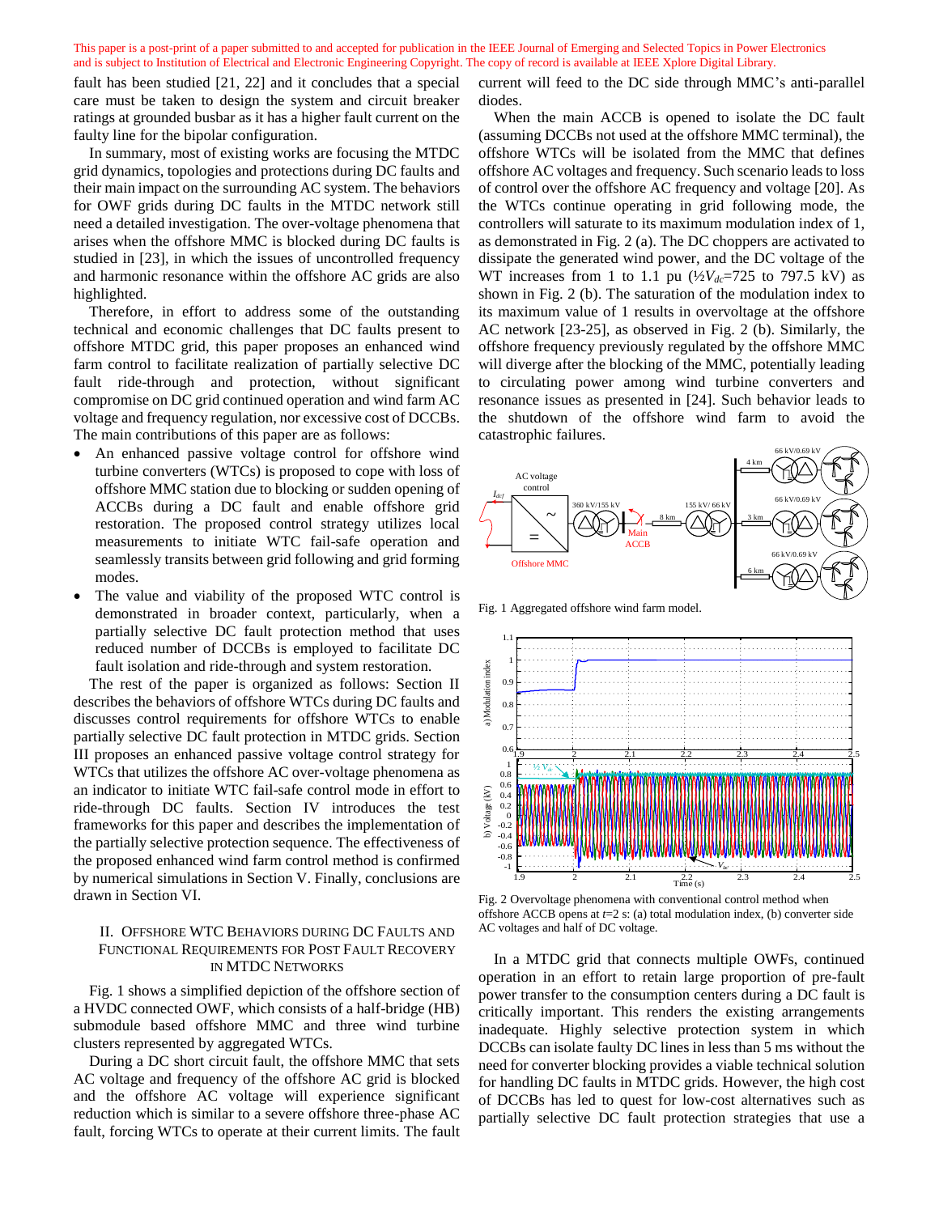fault has been studied [21, 22] and it concludes that a special care must be taken to design the system and circuit breaker ratings at grounded busbar as it has a higher fault current on the faulty line for the bipolar configuration.

In summary, most of existing works are focusing the MTDC grid dynamics, topologies and protections during DC faults and their main impact on the surrounding AC system. The behaviors for OWF grids during DC faults in the MTDC network still need a detailed investigation. The over-voltage phenomena that arises when the offshore MMC is blocked during DC faults is studied in [23], in which the issues of uncontrolled frequency and harmonic resonance within the offshore AC grids are also highlighted.

Therefore, in effort to address some of the outstanding technical and economic challenges that DC faults present to offshore MTDC grid, this paper proposes an enhanced wind farm control to facilitate realization of partially selective DC fault ride-through and protection, without significant compromise on DC grid continued operation and wind farm AC voltage and frequency regulation, nor excessive cost of DCCBs. The main contributions of this paper are as follows:

- An enhanced passive voltage control for offshore wind turbine converters (WTCs) is proposed to cope with loss of offshore MMC station due to blocking or sudden opening of ACCBs during a DC fault and enable offshore grid restoration. The proposed control strategy utilizes local measurements to initiate WTC fail-safe operation and seamlessly transits between grid following and grid forming modes.
- The value and viability of the proposed WTC control is demonstrated in broader context, particularly, when a partially selective DC fault protection method that uses reduced number of DCCBs is employed to facilitate DC fault isolation and ride-through and system restoration.

The rest of the paper is organized as follows: Section II describes the behaviors of offshore WTCs during DC faults and discusses control requirements for offshore WTCs to enable partially selective DC fault protection in MTDC grids. Section III proposes an enhanced passive voltage control strategy for WTCs that utilizes the offshore AC over-voltage phenomena as an indicator to initiate WTC fail-safe control mode in effort to ride-through DC faults. Section IV introduces the test frameworks for this paper and describes the implementation of the partially selective protection sequence. The effectiveness of the proposed enhanced wind farm control method is confirmed by numerical simulations in Section V. Finally, conclusions are drawn in Section VI.

## II. Offshore WTC Behaviors during DC Faults and Functional Requirements for Post Fault Recovery in MTDC Networks

Fig. 1 shows a simplified depiction of the offshore section of a HVDC connected OWF, which consists of a half-bridge (HB) submodule based offshore MMC and three wind turbine clusters represented by aggregated WTCs.

During a DC short circuit fault, the offshore MMC that sets AC voltage and frequency of the offshore AC grid is blocked and the offshore AC voltage will experience significant reduction which is similar to a severe offshore three-phase AC fault, forcing WTCs to operate at their current limits. The fault current will feed to the DC side through MMC's anti-parallel diodes.

When the main ACCB is opened to isolate the DC fault (assuming DCCBs not used at the offshore MMC terminal), the offshore WTCs will be isolated from the MMC that defines offshore AC voltages and frequency. Such scenario leads to loss of control over the offshore AC frequency and voltage [20]. As the WTCs continue operating in grid following mode, the controllers will saturate to its maximum modulation index of 1, as demonstrated in Fig. 2 (a). The DC choppers are activated to dissipate the generated wind power, and the DC voltage of the WT increases from 1 to 1.1 pu ($\frac{1}{2}V_{dc}$=725 to 797.5 kV) as shown in Fig. 2 (b). The saturation of the modulation index to its maximum value of 1 results in overvoltage at the offshore AC network [23-25], as observed in Fig. 2 (b). Similarly, the offshore frequency previously regulated by the offshore MMC will diverge after the blocking of the MMC, potentially leading to circulating power among wind turbine converters and resonance issues as presented in [24]. Such behavior leads to the shutdown of the offshore wind farm to avoid the catastrophic failures.

AC voltage control
$I_{dcf}$
Offshore MMC
360 kV/155 kV
Main ACCB
8 km
155 kV/ 66 kV
4 km
66 kV/0.69 kV
3 km
66 kV/0.69 kV
6 km
66 kV/0.69 kV

Fig. 1 Aggregated offshore wind farm model.

a) Modulation index
b) Voltage (kV)
½ $V_{dc}$
$V_{ac}$
Time (s)

Fig. 2 Overvoltage phenomena with conventional control method when offshore ACCB opens at $t$=2 s: (a) total modulation index, (b) converter side AC voltages and half of DC voltage.

In a MTDC grid that connects multiple OWFs, continued operation in an effort to retain large proportion of pre-fault power transfer to the consumption centers during a DC fault is critically important. This renders the existing arrangements inadequate. Highly selective protection system in which DCCBs can isolate faulty DC lines in less than 5 ms without the need for converter blocking provides a viable technical solution for handling DC faults in MTDC grids. However, the high cost of DCCBs has led to quest for low-cost alternatives such as partially selective DC fault protection strategies that use a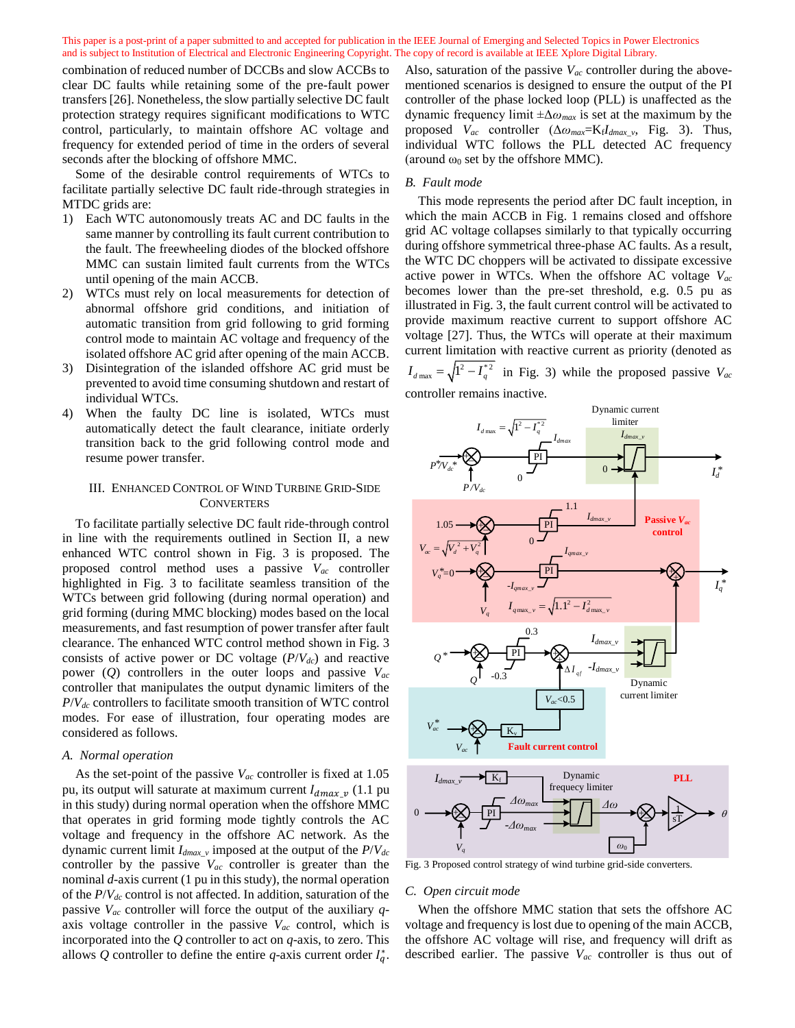combination of reduced number of DCCBs and slow ACCBs to clear DC faults while retaining some of the pre-fault power transfers [26]. Nonetheless, the slow partially selective DC fault protection strategy requires significant modifications to WTC control, particularly, to maintain offshore AC voltage and frequency for extended period of time in the orders of several seconds after the blocking of offshore MMC.

Some of the desirable control requirements of WTCs to facilitate partially selective DC fault ride-through strategies in MTDC grids are:

1) Each WTC autonomously treats AC and DC faults in the same manner by controlling its fault current contribution to the fault. The freewheeling diodes of the blocked offshore MMC can sustain limited fault currents from the WTCs until opening of the main ACCB.
2) WTCs must rely on local measurements for detection of abnormal offshore grid conditions, and initiation of automatic transition from grid following to grid forming control mode to maintain AC voltage and frequency of the isolated offshore AC grid after opening of the main ACCB.
3) Disintegration of the islanded offshore AC grid must be prevented to avoid time consuming shutdown and restart of individual WTCs.
4) When the faulty DC line is isolated, WTCs must automatically detect the fault clearance, initiate orderly transition back to the grid following control mode and resume power transfer.

## III. Enhanced Control of Wind Turbine Grid-Side Converters

To facilitate partially selective DC fault ride-through control in line with the requirements outlined in Section II, a new enhanced WTC control shown in Fig. 3 is proposed. The proposed control method uses a passive $V_{ac}$ controller highlighted in Fig. 3 to facilitate seamless transition of the WTCs between grid following (during normal operation) and grid forming (during MMC blocking) modes based on the local measurements, and fast resumption of power transfer after fault clearance. The enhanced WTC control method shown in Fig. 3 consists of active power or DC voltage ($P/V_{dc}$) and reactive power ($Q$) controllers in the outer loops and passive $V_{ac}$ controller that manipulates the output dynamic limiters of the $P/V_{dc}$ controllers to facilitate smooth transition of WTC control modes. For ease of illustration, four operating modes are considered as follows.

### A. Normal operation

As the set-point of the passive $V_{ac}$ controller is fixed at 1.05 pu, its output will saturate at maximum current $I_{dmax\_v}$ (1.1 pu in this study) during normal operation when the offshore MMC that operates in grid forming mode tightly controls the AC voltage and frequency in the offshore AC network. As the dynamic current limit $I_{dmax\_v}$ imposed at the output of the $P/V_{dc}$ controller by the passive $V_{ac}$ controller is greater than the nominal $d$-axis current (1 pu in this study), the normal operation of the $P/V_{dc}$ control is not affected. In addition, saturation of the passive $V_{ac}$ controller will force the output of the auxiliary $q$-axis voltage controller in the passive $V_{ac}$ control, which is incorporated into the $Q$ controller to act on $q$-axis, to zero. This allows $Q$ controller to define the entire $q$-axis current order $I_q^*$. Also, saturation of the passive $V_{ac}$ controller during the above-mentioned scenarios is designed to ensure the output of the PI controller of the phase locked loop (PLL) is unaffected as the dynamic frequency limit $\pm\Delta\omega_{max}$ is set at the maximum by the proposed $V_{ac}$ controller ($\Delta\omega_{max}$=$K_f I_{dmax\_v}$, Fig. 3). Thus, individual WTC follows the PLL detected AC frequency (around $\omega_0$ set by the offshore MMC).

### B. Fault mode

This mode represents the period after DC fault inception, in which the main ACCB in Fig. 1 remains closed and offshore grid AC voltage collapses similarly to that typically occurring during offshore symmetrical three-phase AC faults. As a result, the WTC DC choppers will be activated to dissipate excessive active power in WTCs. When the offshore AC voltage $V_{ac}$ becomes lower than the pre-set threshold, e.g. 0.5 pu as illustrated in Fig. 3, the fault current control will be activated to provide maximum reactive current to support offshore AC voltage [27]. Thus, the WTCs will operate at their maximum current limitation with reactive current as priority (denoted as $I_{d\,max}=\sqrt{1^2-I_q^{*2}}$ in Fig. 3) while the proposed passive $V_{ac}$ controller remains inactive.

Fig. 3 Proposed control strategy of wind turbine grid-side converters.

### C. Open circuit mode

When the offshore MMC station that sets the offshore AC voltage and frequency is lost due to opening of the main ACCB, the offshore AC voltage will rise, and frequency will drift as described earlier. The passive $V_{ac}$ controller is thus out of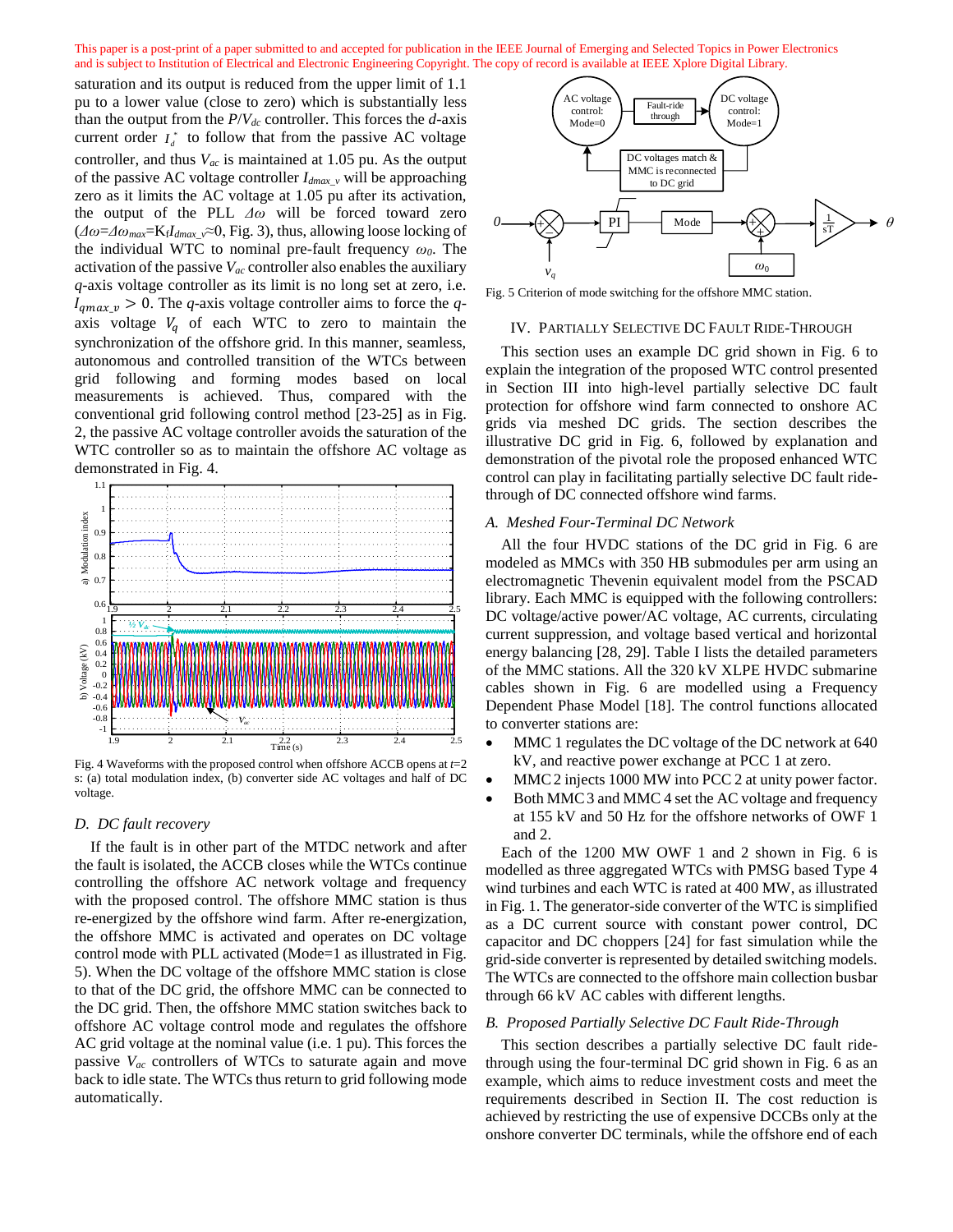saturation and its output is reduced from the upper limit of 1.1 pu to a lower value (close to zero) which is substantially less than the output from the $P/V_{dc}$ controller. This forces the $d$-axis current order $I_d^*$ to follow that from the passive AC voltage controller, and thus $V_{ac}$ is maintained at 1.05 pu. As the output of the passive AC voltage controller $I_{dmax\_v}$ will be approaching zero as it limits the AC voltage at 1.05 pu after its activation, the output of the PLL $\Delta\omega$ will be forced toward zero ($\Delta\omega=\Delta\omega_{max}=K_f I_{dmax\_v}\approx 0$, Fig. 3), thus, allowing loose locking of the individual WTC to nominal pre-fault frequency $\omega_0$. The activation of the passive $V_{ac}$ controller also enables the auxiliary $q$-axis voltage controller as its limit is no long set at zero, i.e. $I_{qmax\_v} > 0$. The $q$-axis voltage controller aims to force the $q$-axis voltage $V_q$ of each WTC to zero to maintain the synchronization of the offshore grid. In this manner, seamless, autonomous and controlled transition of the WTCs between grid following and forming modes based on local measurements is achieved. Thus, compared with the conventional grid following control method [23-25] as in Fig. 2, the passive AC voltage controller avoids the saturation of the WTC controller so as to maintain the offshore AC voltage as demonstrated in Fig. 4.

Fig. 4 Waveforms with the proposed control when offshore ACCB opens at $t$=2 s: (a) total modulation index, (b) converter side AC voltages and half of DC voltage.

### D. DC fault recovery

If the fault is in other part of the MTDC network and after the fault is isolated, the ACCB closes while the WTCs continue controlling the offshore AC network voltage and frequency with the proposed control. The offshore MMC station is thus re-energized by the offshore wind farm. After re-energization, the offshore MMC is activated and operates on DC voltage control mode with PLL activated (Mode=1 as illustrated in Fig. 5). When the DC voltage of the offshore MMC station is close to that of the DC grid, the offshore MMC can be connected to the DC grid. Then, the offshore MMC station switches back to offshore AC voltage control mode and regulates the offshore AC grid voltage at the nominal value (i.e. 1 pu). This forces the passive $V_{ac}$ controllers of WTCs to saturate again and move back to idle state. The WTCs thus return to grid following mode automatically.

Fig. 5 Criterion of mode switching for the offshore MMC station.

## IV. Partially Selective DC Fault Ride-Through

This section uses an example DC grid shown in Fig. 6 to explain the integration of the proposed WTC control presented in Section III into high-level partially selective DC fault protection for offshore wind farm connected to onshore AC grids via meshed DC grids. The section describes the illustrative DC grid in Fig. 6, followed by explanation and demonstration of the pivotal role the proposed enhanced WTC control can play in facilitating partially selective DC fault ride-through of DC connected offshore wind farms.

### A. Meshed Four-Terminal DC Network

All the four HVDC stations of the DC grid in Fig. 6 are modeled as MMCs with 350 HB submodules per arm using an electromagnetic equivalent Thevenin model from the PSCAD library. Each MMC is equipped with the following controllers: DC voltage/active power/AC voltage, AC currents, circulating current suppression, and voltage based vertical and horizontal energy balancing [28, 29]. Table I lists the detailed parameters of the MMC stations. All the 320 kV XLPE HVDC submarine cables shown in Fig. 6 are modelled using a Frequency Dependent Phase Model [18]. The control functions allocated to converter stations are:

- MMC 1 regulates the DC voltage of the DC network at 640 kV, and reactive power exchange at PCC 1 at zero.
- MMC 2 injects 1000 MW into PCC 2 at unity power factor.
- Both MMC 3 and MMC 4 set the AC voltage and frequency at 155 kV and 50 Hz for the offshore networks of OWF 1 and 2.

Each of the 1200 MW OWF 1 and 2 shown in Fig. 6 is modelled as three aggregated WTCs with PMSG based Type 4 wind turbines and each WTC is rated at 400 MW, as illustrated in Fig. 1. The generator-side converter of the WTC is simplified as a DC current source with constant power control, DC capacitor and DC choppers [24] for fast simulation while the grid-side converter is represented by detailed switching models. The WTCs are connected to the offshore main collection busbar through 66 kV AC cables with different lengths.

### B. Proposed Partially Selective DC Fault Ride-Through

This section describes a partially selective DC fault ride-through using the four-terminal DC grid shown in Fig. 6 as an example, which aims to reduce investment costs and meet the requirements described in Section II. The cost reduction is achieved by restricting the use of expensive DCCBs only at the onshore converter DC terminals, while the offshore end of each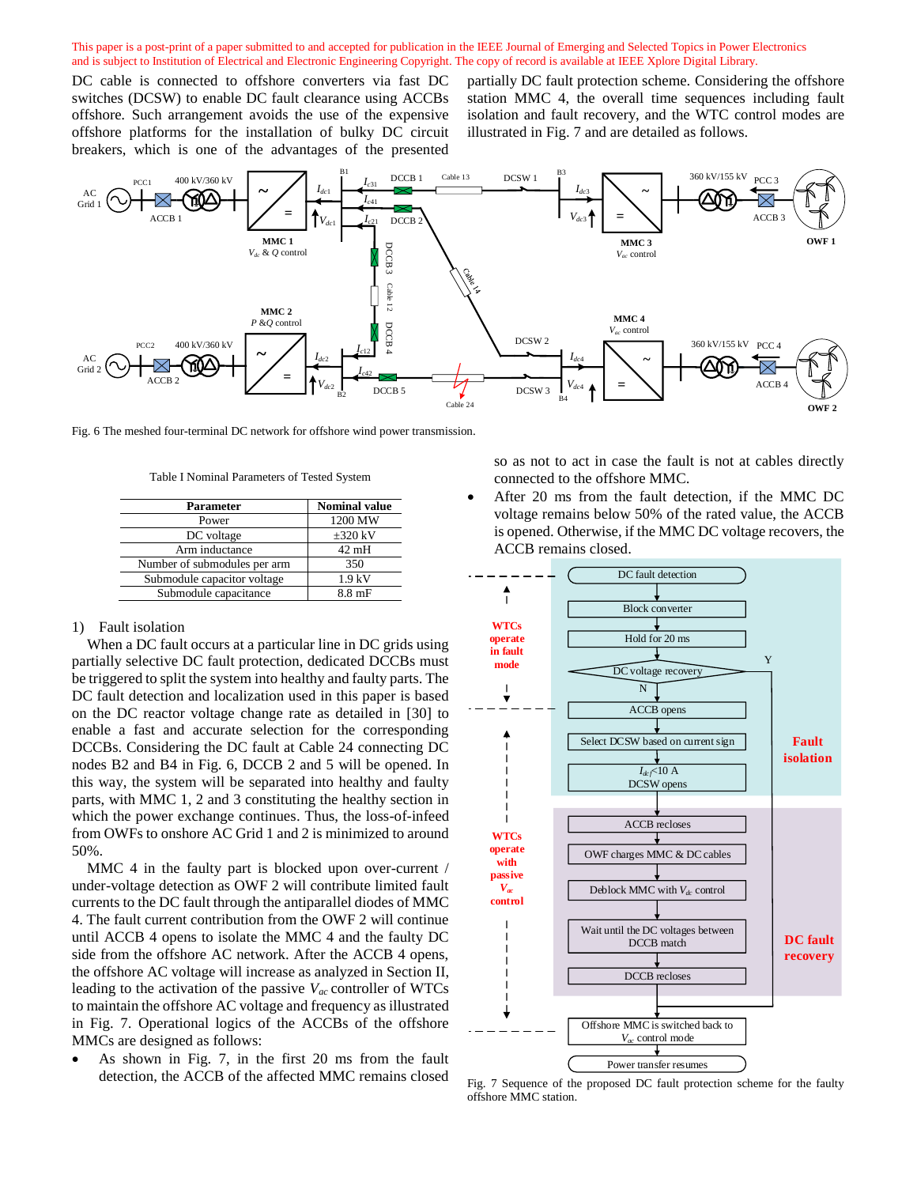DC cable is connected to offshore converters via fast DC switches (DCSW) to enable DC fault clearance using ACCBs offshore. Such arrangement avoids the use of the expensive offshore platforms for the installation of bulky DC circuit breakers, which is one of the advantages of the presented partially DC fault protection scheme. Considering the offshore station MMC 4, the overall time sequences including fault isolation and fault recovery, and the WTC control modes are illustrated in Fig. 7 and are detailed as follows.

Fig. 6 The meshed four-terminal DC network for offshore wind power transmission.

Table I Nominal Parameters of Tested System

| Parameter | Nominal value |
|---|---|
| Power | 1200 MW |
| DC voltage | ±320 kV |
| Arm inductance | 42 mH |
| Number of submodules per arm | 350 |
| Submodule capacitor voltage | 1.9 kV |
| Submodule capacitance | 8.8 mF |

1) Fault isolation

When a DC fault occurs at a particular line in DC grids using partially selective DC fault protection, dedicated DCCBs must be triggered to split the system into healthy and faulty parts. The DC fault detection and localization used in this paper is based on the DC reactor voltage change rate as detailed in [30] to enable a fast and accurate selection for the corresponding DCCBs. Considering the DC fault at Cable 24 connecting DC nodes B2 and B4 in Fig. 6, DCCB 2 and 5 will be opened. In this way, the system will be separated into healthy and faulty parts, with MMC 1, 2 and 3 constituting the healthy section in which the power exchange continues. Thus, the loss-of-infeed from OWFs to onshore AC Grid 1 and 2 is minimized to around 50%.

MMC 4 in the faulty part is blocked upon over-current / under-voltage detection as OWF 2 will contribute limited fault currents to the DC fault through the antiparallel diodes of MMC 4. The fault current contribution from the OWF 2 will continue until ACCB 4 opens to isolate the MMC 4 and the faulty DC side from the offshore AC network. After the ACCB 4 opens, the offshore AC voltage will increase as analyzed in Section II, leading to the activation of the passive $V_{ac}$ controller of WTCs to maintain the offshore AC voltage and frequency as illustrated in Fig. 7. Operational logics of the ACCBs of the offshore MMCs are designed as follows:

- As shown in Fig. 7, in the first 20 ms from the fault detection, the ACCB of the affected MMC remains closed so as not to act in case the fault is not at cables directly connected to the offshore MMC.
- After 20 ms from the fault detection, if the MMC DC voltage remains below 50% of the rated value, the ACCB is opened. Otherwise, if the MMC DC voltage recovers, the ACCB remains closed.

Fig. 7 Sequence of the proposed DC fault protection scheme for the faulty offshore MMC station.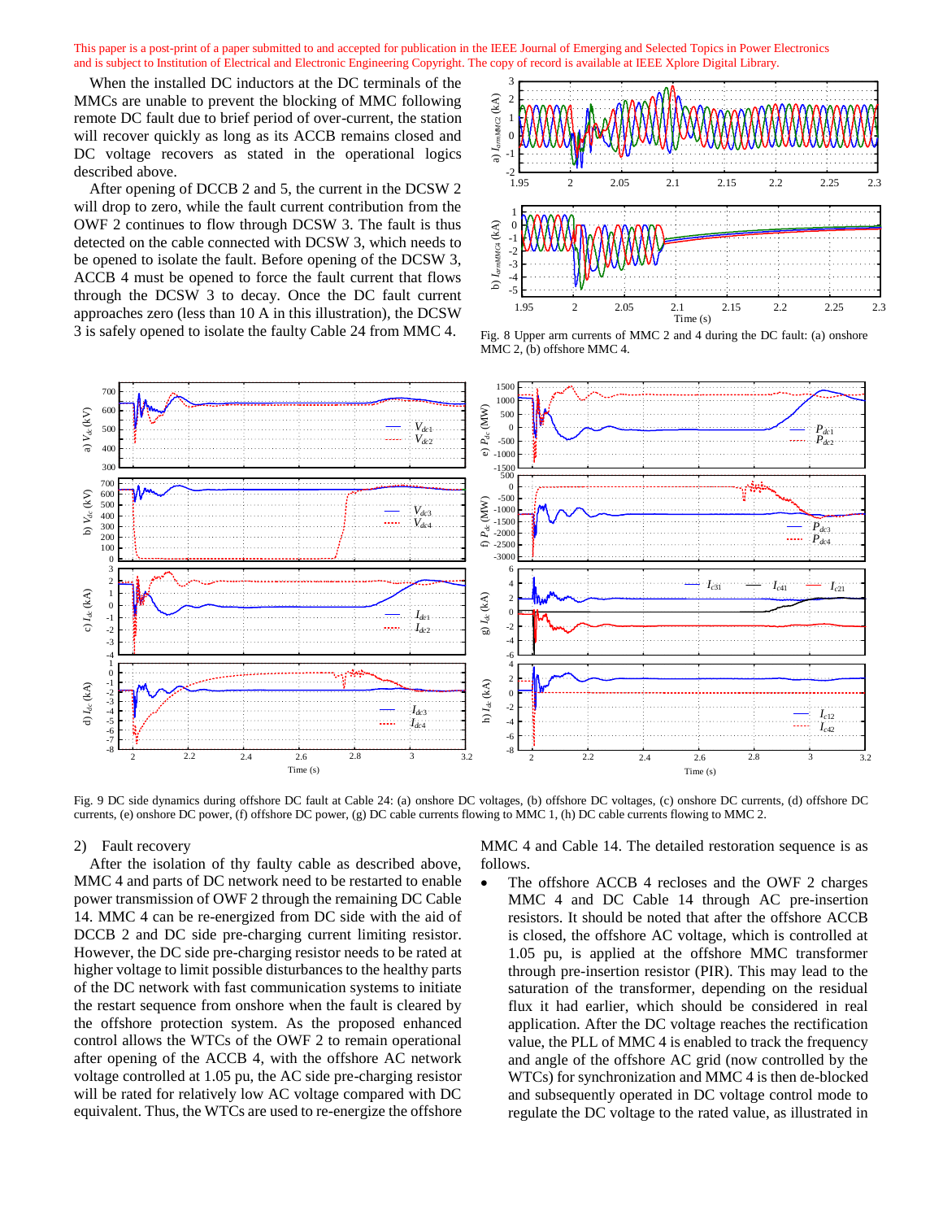When the installed DC inductors at the DC terminals of the MMCs are unable to prevent the blocking of MMC following remote DC fault due to brief period of over-current, the station will recover quickly as long as its ACCB remains closed and DC voltage recovers as stated in the operational logics described above.

After opening of DCCB 2 and 5, the current in the DCSW 2 will drop to zero, while the fault current contribution from the OWF 2 continues to flow through DCSW 3. The fault is thus detected on the cable connected with DCSW 3, which needs to be opened to isolate the fault. Before opening of the DCSW 3, ACCB 4 must be opened to force the fault current that flows through the DCSW 3 to decay. Once the DC fault current approaches zero (less than 10 A in this illustration), the DCSW 3 is safely opened to isolate the faulty Cable 24 from MMC 4.

Fig. 8 Upper arm currents of MMC 2 and 4 during the DC fault: (a) onshore MMC 2, (b) offshore MMC 4.

Fig. 9 DC side dynamics during offshore DC fault at Cable 24: (a) onshore DC voltages, (b) offshore DC voltages, (c) onshore DC currents, (d) offshore DC currents, (e) onshore DC power, (f) offshore DC power, (g) DC cable currents flowing to MMC 1, (h) DC cable currents flowing to MMC 2.

2) Fault recovery

After the isolation of thy faulty cable as described above, MMC 4 and parts of DC network need to be restarted to enable power transmission of OWF 2 through the remaining DC Cable 14. MMC 4 can be re-energized from DC side with the aid of DCCB 2 and DC side pre-charging current limiting resistor. However, the DC side pre-charging resistor needs to be rated at higher voltage to limit possible disturbances to the healthy parts of the DC network with fast communication systems to initiate the restart sequence from onshore when the fault is cleared by the offshore protection system. As the proposed enhanced control allows the WTCs of the OWF 2 to remain operational after opening of the ACCB 4, with the offshore AC network voltage controlled at 1.05 pu, the AC side pre-charging resistor will be rated for relatively low AC voltage compared with DC equivalent. Thus, the WTCs are used to re-energize the offshore MMC 4 and Cable 14. The detailed restoration sequence is as follows.

- The offshore ACCB 4 recloses and the OWF 2 charges MMC 4 and DC Cable 14 through AC pre-insertion resistors. It should be noted that after the offshore ACCB is closed, the offshore AC voltage, which is controlled at 1.05 pu, is applied at the offshore MMC transformer through pre-insertion resistor (PIR). This may lead to the saturation of the transformer, depending on the residual flux it had earlier, which should be considered in real application. After the DC voltage reaches the rectification value, the PLL of MMC 4 is enabled to track the frequency and angle of the offshore AC grid (now controlled by the WTCs) for synchronization and MMC 4 is then de-blocked and subsequently operated in DC voltage control mode to regulate the DC voltage to the rated value, as illustrated in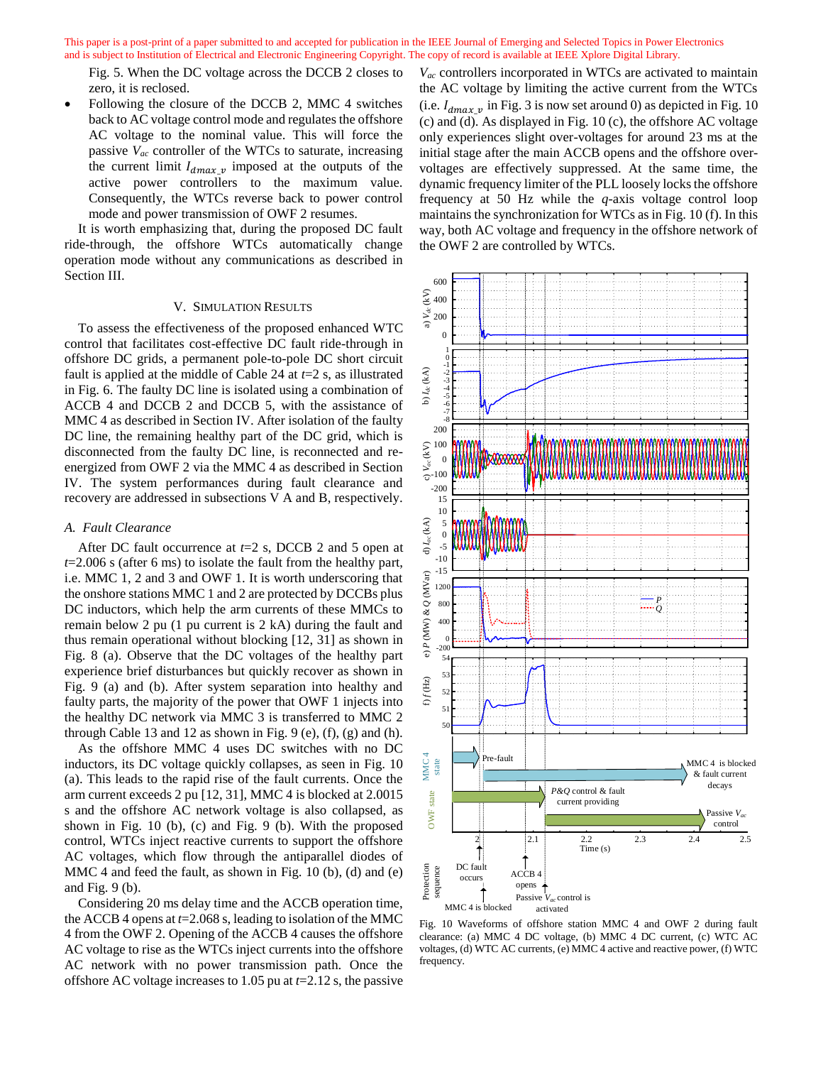Fig. 5. When the DC voltage across the DCCB 2 closes to zero, it is reclosed.

- Following the closure of the DCCB 2, MMC 4 switches back to AC voltage control mode and regulates the offshore AC voltage to the nominal value. This will force the passive $V_{ac}$ controller of the WTCs to saturate, increasing the current limit $I_{dmax\_v}$ imposed at the outputs of the active power controllers to the maximum value. Consequently, the WTCs reverse back to power control mode and power transmission of OWF 2 resumes.

It is worth emphasizing that, during the proposed DC fault ride-through, the offshore WTCs automatically change operation mode without any communications as described in Section III.

## V. Simulation Results

To assess the effectiveness of the proposed enhanced WTC control that facilitates cost-effective DC fault ride-through in offshore DC grids, a permanent pole-to-pole DC short circuit fault is applied at the middle of Cable 24 at $t$=2 s, as illustrated in Fig. 6. The faulty DC line is isolated using a combination of ACCB 4 and DCCB 2 and DCCB 5, with the assistance of MMC 4 as described in Section IV. After isolation of the faulty DC line, the remaining healthy part of the DC grid, which is disconnected from the faulty DC line, is reconnected and re-energized from OWF 2 via the MMC 4 as described in Section IV. The system performances during fault clearance and recovery are addressed in subsections V A and B, respectively.

### A. Fault Clearance

After DC fault occurrence at $t$=2 s, DCCB 2 and 5 open at $t$=2.006 s (after 6 ms) to isolate the fault from the healthy part, i.e. MMC 1, 2 and 3 and OWF 1. It is worth underscoring that the onshore stations MMC 1 and 2 are protected by DCCBs plus DC inductors, which help the arm currents of these MMCs to remain below 2 pu (1 pu current is 2 kA) during the fault and thus remain operational without blocking [12, 31] as shown in Fig. 8 (a). Observe that the DC voltages of the healthy part experience brief disturbances but quickly recover as shown in Fig. 9 (a) and (b). After system separation into healthy and faulty parts, the majority of the power that OWF 1 injects into the healthy DC network via MMC 3 is transferred to MMC 2 through Cable 13 and 12 as shown in Fig. 9 (e), (f), (g) and (h).

As the offshore MMC 4 uses DC switches with no DC inductors, its DC voltage quickly collapses, as seen in Fig. 10 (a). This leads to the rapid rise of the fault currents. Once the arm current exceeds 2 pu [12, 31], MMC 4 is blocked at 2.0015 s and the offshore AC network voltage is also collapsed, as shown in Fig. 10 (b), (c) and Fig. 9 (b). With the proposed control, WTCs inject reactive currents to support the offshore AC voltages, which flow through the antiparallel diodes of MMC 4 and feed the fault, as shown in Fig. 10 (b), (d) and (e) and Fig. 9 (b).

Considering 20 ms delay time and the ACCB operation time, the ACCB 4 opens at $t$=2.068 s, leading to isolation of the MMC 4 from the OWF 2. Opening of the ACCB 4 causes the offshore AC voltage to rise as the WTCs inject currents into the offshore AC network with no power transmission path. Once the offshore AC voltage increases to 1.05 pu at $t$=2.12 s, the passive $V_{ac}$ controllers incorporated in WTCs are activated to maintain the AC voltage by limiting the active current from the WTCs (i.e. $I_{dmax\_v}$ in Fig. 3 is now set around 0) as depicted in Fig. 10 (c) and (d). As displayed in Fig. 10 (c), the offshore AC voltage only experiences slight over-voltages for around 23 ms at the initial stage after the main ACCB opens and the offshore over-voltages are effectively suppressed. At the same time, the dynamic frequency limiter of the PLL loosely locks the offshore frequency at 50 Hz while the $q$-axis voltage control loop maintains the synchronization for WTCs as in Fig. 10 (f). In this way, both AC voltage and frequency in the offshore network of the OWF 2 are controlled by WTCs.

Fig. 10 Waveforms of offshore station MMC 4 and OWF 2 during fault clearance: (a) MMC 4 DC voltage, (b) MMC 4 DC current, (c) WTC AC voltages, (d) WTC AC currents, (e) MMC 4 active and reactive power, (f) WTC frequency.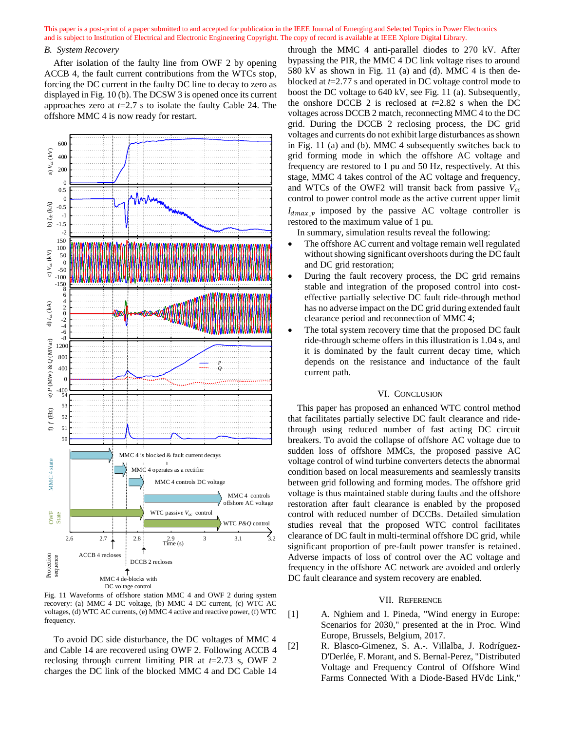This paper is a post-print of a paper submitted to and accepted for publication in the IEEE Journal of Emerging and Selected Topics in Power Electronics and is subject to Institution of Electrical and Electronic Engineering Copyright. The copy of record is available at IEEE Xplore Digital Library.

### *B. System Recovery*

After isolation of the faulty line from OWF 2 by opening ACCB 4, the fault current contributions from the WTCs stop, forcing the DC current in the faulty DC line to decay to zero as displayed in Fig. 10 (b). The DCSW 3 is opened once its current approaches zero at $t$=2.7 s to isolate the faulty Cable 24. The offshore MMC 4 is now ready for restart.

Fig. 11 Waveforms of offshore station MMC 4 and OWF 2 during system recovery: (a) MMC 4 DC voltage, (b) MMC 4 DC current, (c) WTC AC voltages, (d) WTC AC currents, (e) MMC 4 active and reactive power, (f) WTC frequency.

To avoid DC side disturbance, the DC voltages of MMC 4 and Cable 14 are recovered using OWF 2. Following ACCB 4 reclosing through current limiting PIR at $t$=2.73 s, OWF 2 charges the DC link of the blocked MMC 4 and DC Cable 14 through the MMC 4 anti-parallel diodes to 270 kV. After bypassing the PIR, the MMC 4 DC link voltage rises to around 580 kV as shown in Fig. 11 (a) and (d). MMC 4 is then de-blocked at $t$=2.77 s and operated in DC voltage control mode to boost the DC voltage to 640 kV, see Fig. 11 (a). Subsequently, the onshore DCCB 2 is reclosed at $t$=2.82 s when the DC voltages across DCCB 2 match, reconnecting MMC 4 to the DC grid. During the DCCB 2 reclosing process, the DC grid voltages and currents do not exhibit large disturbances as shown in Fig. 11 (a) and (b). MMC 4 subsequently switches back to grid forming mode in which the offshore AC voltage and frequency are restored to 1 pu and 50 Hz, respectively. At this stage, MMC 4 takes control of the AC voltage and frequency, and WTCs of the OWF2 will transit back from passive $V_{ac}$ control to power control mode as the active current upper limit $I_{dmax\_v}$ imposed by the passive AC voltage controller is restored to the maximum value of 1 pu.

In summary, simulation results reveal the following:

- The offshore AC current and voltage remain well regulated without showing significant overshoots during the DC fault and DC grid restoration;
- During the fault recovery process, the DC grid remains stable and integration of the proposed control into cost-effective partially selective DC fault ride-through method has no adverse impact on the DC grid during extended fault clearance period and reconnection of MMC 4;
- The total system recovery time that the proposed DC fault ride-through scheme offers in this illustration is 1.04 s, and it is dominated by the fault current decay time, which depends on the resistance and inductance of the fault current path.

## VI. Conclusion

This paper has proposed an enhanced WTC control method that facilitates partially selective DC fault clearance and ride-through using reduced number of fast acting DC circuit breakers. To avoid the collapse of offshore AC voltage due to sudden loss of offshore MMCs, the proposed passive AC voltage control of wind turbine converters detects the abnormal condition based on local measurements and seamlessly transits between grid following and forming modes. The offshore grid voltage is thus maintained stable during faults and the offshore restoration after fault clearance is enabled by the proposed control with reduced number of DCCBs. Detailed simulation studies reveal that the proposed WTC control facilitates clearance of DC fault in multi-terminal offshore DC grid, while significant proportion of pre-fault power transfer is retained. Adverse impacts of loss of control over the AC voltage and frequency in the offshore AC network are avoided and orderly DC fault clearance and system recovery are enabled.

## VII. Reference

[1] A. Nghiem and I. Pineda, "Wind energy in Europe: Scenarios for 2030," presented at the in Proc. Wind Europe, Brussels, Belgium, 2017.

[2] R. Blasco-Gimenez, S. A.-. Villalba, J. Rodríguez-D'Derlée, F. Morant, and S. Bernal-Perez, "Distributed Voltage and Frequency Control of Offshore Wind Farms Connected With a Diode-Based HVdc Link,"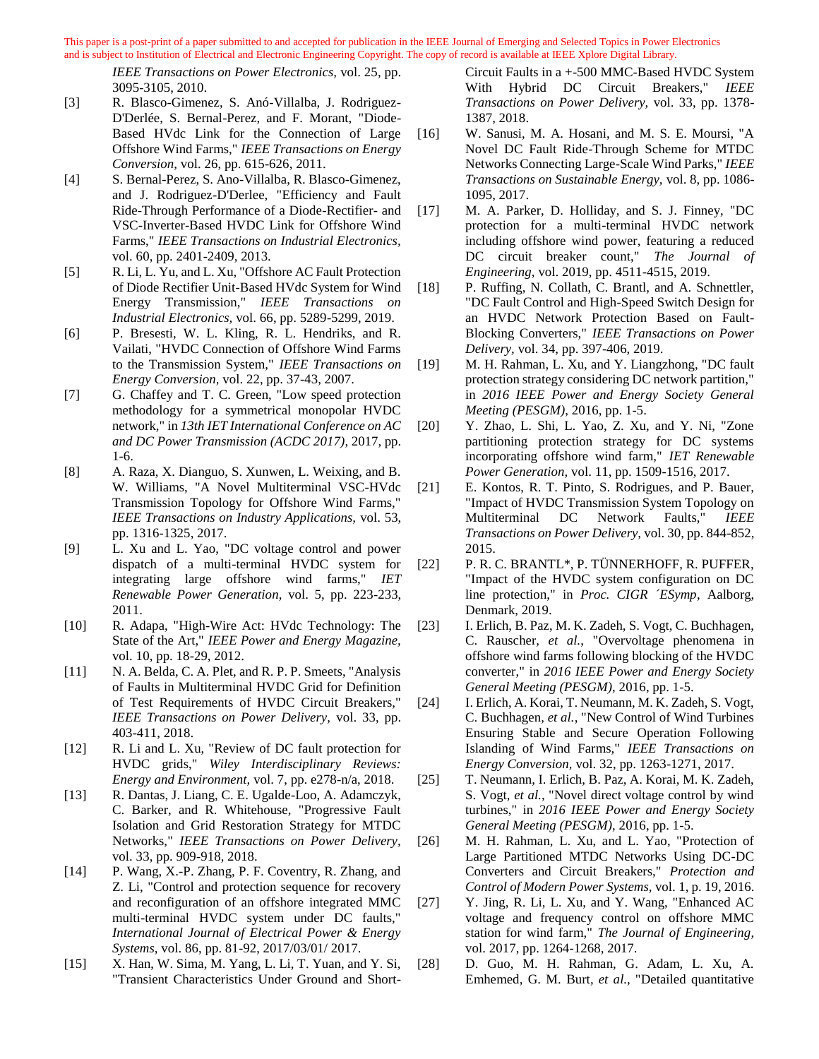*IEEE Transactions on Power Electronics,* vol. 25, pp. 3095-3105, 2010.

[3] R. Blasco-Gimenez, S. Anó-Villalba, J. Rodriguez-D'Derlée, S. Bernal-Perez, and F. Morant, "Diode-Based HVdc Link for the Connection of Large Offshore Wind Farms," *IEEE Transactions on Energy Conversion,* vol. 26, pp. 615-626, 2011.

[4] S. Bernal-Perez, S. Ano-Villalba, R. Blasco-Gimenez, and J. Rodriguez-D'Derlee, "Efficiency and Fault Ride-Through Performance of a Diode-Rectifier- and VSC-Inverter-Based HVDC Link for Offshore Wind Farms," *IEEE Transactions on Industrial Electronics,* vol. 60, pp. 2401-2409, 2013.

[5] R. Li, L. Yu, and L. Xu, "Offshore AC Fault Protection of Diode Rectifier Unit-Based HVdc System for Wind Energy Transmission," *IEEE Transactions on Industrial Electronics,* vol. 66, pp. 5289-5299, 2019.

[6] P. Bresesti, W. L. Kling, R. L. Hendriks, and R. Vailati, "HVDC Connection of Offshore Wind Farms to the Transmission System," *IEEE Transactions on Energy Conversion,* vol. 22, pp. 37-43, 2007.

[7] G. Chaffey and T. C. Green, "Low speed protection methodology for a symmetrical monopolar HVDC network," in *13th IET International Conference on AC and DC Power Transmission (ACDC 2017)*, 2017, pp. 1-6.

[8] A. Raza, X. Dianguo, S. Xunwen, L. Weixing, and B. W. Williams, "A Novel Multiterminal VSC-HVdc Transmission Topology for Offshore Wind Farms," *IEEE Transactions on Industry Applications,* vol. 53, pp. 1316-1325, 2017.

[9] L. Xu and L. Yao, "DC voltage control and power dispatch of a multi-terminal HVDC system for integrating large offshore wind farms," *IET Renewable Power Generation,* vol. 5, pp. 223-233, 2011.

[10] R. Adapa, "High-Wire Act: HVdc Technology: The State of the Art," *IEEE Power and Energy Magazine,* vol. 10, pp. 18-29, 2012.

[11] N. A. Belda, C. A. Plet, and R. P. P. Smeets, "Analysis of Faults in Multiterminal HVDC Grid for Definition of Test Requirements of HVDC Circuit Breakers," *IEEE Transactions on Power Delivery,* vol. 33, pp. 403-411, 2018.

[12] R. Li and L. Xu, "Review of DC fault protection for HVDC grids," *Wiley Interdisciplinary Reviews: Energy and Environment,* vol. 7, pp. e278-n/a, 2018.

[13] R. Dantas, J. Liang, C. E. Ugalde-Loo, A. Adamczyk, C. Barker, and R. Whitehouse, "Progressive Fault Isolation and Grid Restoration Strategy for MTDC Networks," *IEEE Transactions on Power Delivery,* vol. 33, pp. 909-918, 2018.

[14] P. Wang, X.-P. Zhang, P. F. Coventry, R. Zhang, and Z. Li, "Control and protection sequence for recovery and reconfiguration of an offshore integrated MMC multi-terminal HVDC system under DC faults," *International Journal of Electrical Power & Energy Systems,* vol. 86, pp. 81-92, 2017/03/01/ 2017.

[15] X. Han, W. Sima, M. Yang, L. Li, T. Yuan, and Y. Si, "Transient Characteristics Under Ground and Short-Circuit Faults in a +-500 MMC-Based HVDC System With Hybrid DC Circuit Breakers," *IEEE Transactions on Power Delivery,* vol. 33, pp. 1378-1387, 2018.

[16] W. Sanusi, M. A. Hosani, and M. S. E. Moursi, "A Novel DC Fault Ride-Through Scheme for MTDC Networks Connecting Large-Scale Wind Parks," *IEEE Transactions on Sustainable Energy,* vol. 8, pp. 1086-1095, 2017.

[17] M. A. Parker, D. Holliday, and S. J. Finney, "DC protection for a multi-terminal HVDC network including offshore wind power, featuring a reduced DC circuit breaker count," *The Journal of Engineering,* vol. 2019, pp. 4511-4515, 2019.

[18] P. Ruffing, N. Collath, C. Brantl, and A. Schnettler, "DC Fault Control and High-Speed Switch Design for an HVDC Network Protection Based on Fault-Blocking Converters," *IEEE Transactions on Power Delivery,* vol. 34, pp. 397-406, 2019.

[19] M. H. Rahman, L. Xu, and Y. Liangzhong, "DC fault protection strategy considering DC network partition," in *2016 IEEE Power and Energy Society General Meeting (PESGM)*, 2016, pp. 1-5.

[20] Y. Zhao, L. Shi, L. Yao, Z. Xu, and Y. Ni, "Zone partitioning protection strategy for DC systems incorporating offshore wind farm," *IET Renewable Power Generation,* vol. 11, pp. 1509-1516, 2017.

[21] E. Kontos, R. T. Pinto, S. Rodrigues, and P. Bauer, "Impact of HVDC Transmission System Topology on Multiterminal DC Network Faults," *IEEE Transactions on Power Delivery,* vol. 30, pp. 844-852, 2015.

[22] P. R. C. BRANTL*, P. TÜNNERHOFF, R. PUFFER, "Impact of the HVDC system configuration on DC line protection," in *Proc. CIGR ´ESymp*, Aalborg, Denmark, 2019.

[23] I. Erlich, B. Paz, M. K. Zadeh, S. Vogt, C. Buchhagen, C. Rauscher*, et al.*, "Overvoltage phenomena in offshore wind farms following blocking of the HVDC converter," in *2016 IEEE Power and Energy Society General Meeting (PESGM)*, 2016, pp. 1-5.

[24] I. Erlich, A. Korai, T. Neumann, M. K. Zadeh, S. Vogt, C. Buchhagen*, et al.*, "New Control of Wind Turbines Ensuring Stable and Secure Operation Following Islanding of Wind Farms," *IEEE Transactions on Energy Conversion,* vol. 32, pp. 1263-1271, 2017.

[25] T. Neumann, I. Erlich, B. Paz, A. Korai, M. K. Zadeh, S. Vogt*, et al.*, "Novel direct voltage control by wind turbines," in *2016 IEEE Power and Energy Society General Meeting (PESGM)*, 2016, pp. 1-5.

[26] M. H. Rahman, L. Xu, and L. Yao, "Protection of Large Partitioned MTDC Networks Using DC-DC Converters and Circuit Breakers," *Protection and Control of Modern Power Systems,* vol. 1, p. 19, 2016.

[27] Y. Jing, R. Li, L. Xu, and Y. Wang, "Enhanced AC voltage and frequency control on offshore MMC station for wind farm," *The Journal of Engineering,* vol. 2017, pp. 1264-1268, 2017.

[28] D. Guo, M. H. Rahman, G. Adam, L. Xu, A. Emhemed, G. M. Burt*, et al.*, "Detailed quantitative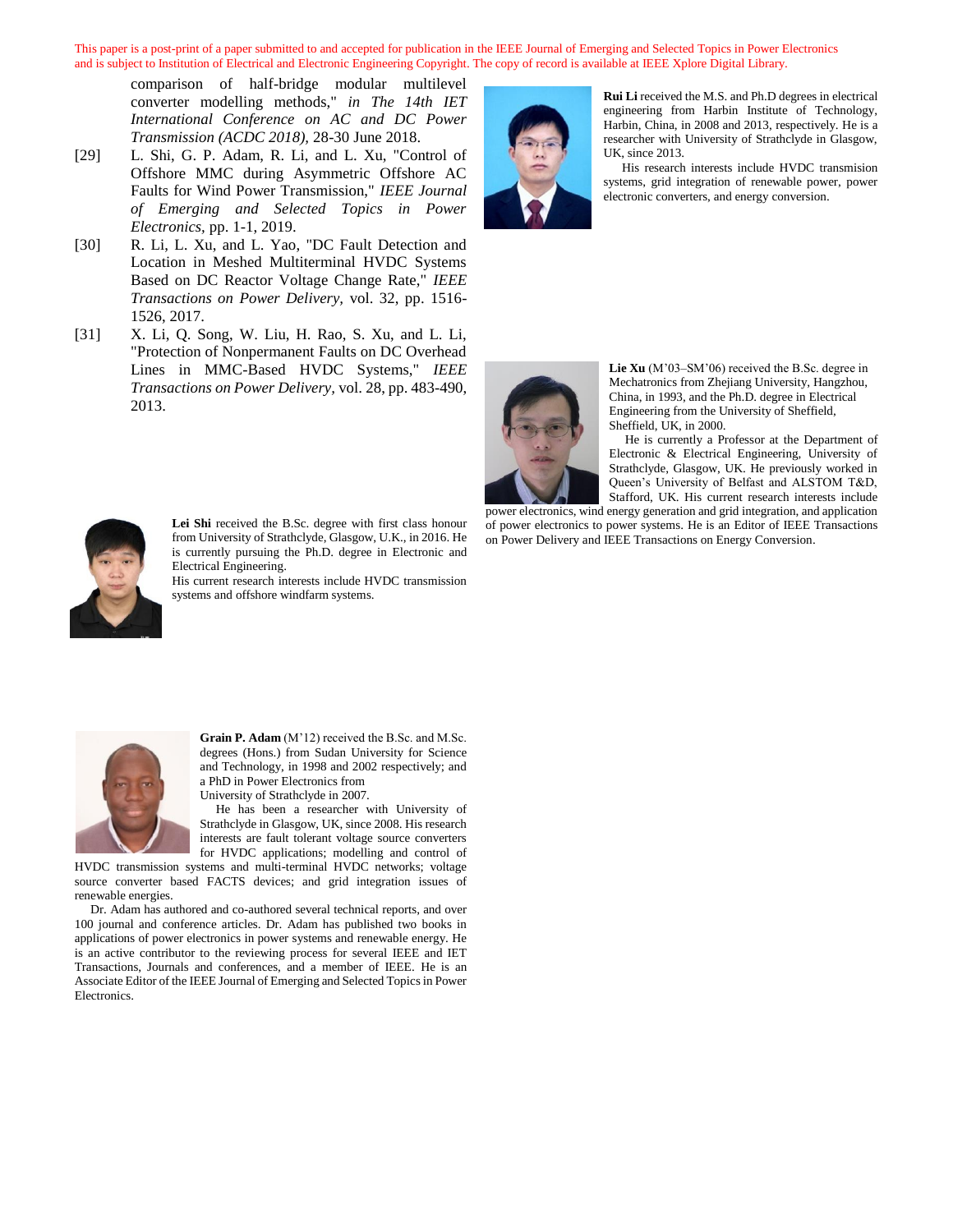comparison of half-bridge modular multilevel converter modelling methods," *in The 14th IET International Conference on AC and DC Power Transmission (ACDC 2018)*, 28-30 June 2018.

[29] L. Shi, G. P. Adam, R. Li, and L. Xu, "Control of Offshore MMC during Asymmetric Offshore AC Faults for Wind Power Transmission," *IEEE Journal of Emerging and Selected Topics in Power Electronics*, pp. 1-1, 2019.

[30] R. Li, L. Xu, and L. Yao, "DC Fault Detection and Location in Meshed Multiterminal HVDC Systems Based on DC Reactor Voltage Change Rate," *IEEE Transactions on Power Delivery,* vol. 32, pp. 1516-1526, 2017.

[31] X. Li, Q. Song, W. Liu, H. Rao, S. Xu, and L. Li, "Protection of Nonpermanent Faults on DC Overhead Lines in MMC-Based HVDC Systems," *IEEE Transactions on Power Delivery*, vol. 28, pp. 483-490, 2013.

**Lei Shi** received the B.Sc. degree with first class honour from University of Strathclyde, Glasgow, U.K., in 2016. He is currently pursuing the Ph.D. degree in Electronic and Electrical Engineering.

His current research interests include HVDC transmission systems and offshore windfarm systems.

**Grain P. Adam** (M'12) received the B.Sc. and M.Sc. degrees (Hons.) from Sudan University for Science and Technology, in 1998 and 2002 respectively; and a PhD in Power Electronics from University of Strathclyde in 2007.

He has been a researcher with University of Strathclyde in Glasgow, UK, since 2008. His research interests are fault tolerant voltage source converters for HVDC applications; modelling and control of HVDC transmission systems and multi-terminal HVDC networks; voltage source converter based FACTS devices; and grid integration issues of renewable energies.

Dr. Adam has authored and co-authored several technical reports, and over 100 journal and conference articles. Dr. Adam has published two books in applications of power electronics in power systems and renewable energy. He is an active contributor to the reviewing process for several IEEE and IET Transactions, Journals and conferences, and a member of IEEE. He is an Associate Editor of the IEEE Journal of Emerging and Selected Topics in Power Electronics.

**Rui Li** received the M.S. and Ph.D degrees in electrical engineering from Harbin Institute of Technology, Harbin, China, in 2008 and 2013, respectively. He is a researcher with University of Strathclyde in Glasgow, UK, since 2013.

His research interests include HVDC transmision systems, grid integration of renewable power, power electronic converters, and energy conversion.

**Lie Xu** (M'03–SM'06) received the B.Sc. degree in Mechatronics from Zhejiang University, Hangzhou, China, in 1993, and the Ph.D. degree in Electrical Engineering from the University of Sheffield, Sheffield, UK, in 2000.

He is currently a Professor at the Department of Electronic & Electrical Engineering, University of Strathclyde, Glasgow, UK. He previously worked in Queen's University of Belfast and ALSTOM T&D, Stafford, UK. His current research interests include power electronics, wind energy generation and grid integration, and application of power electronics to power systems. He is an Editor of IEEE Transactions on Power Delivery and IEEE Transactions on Energy Conversion.